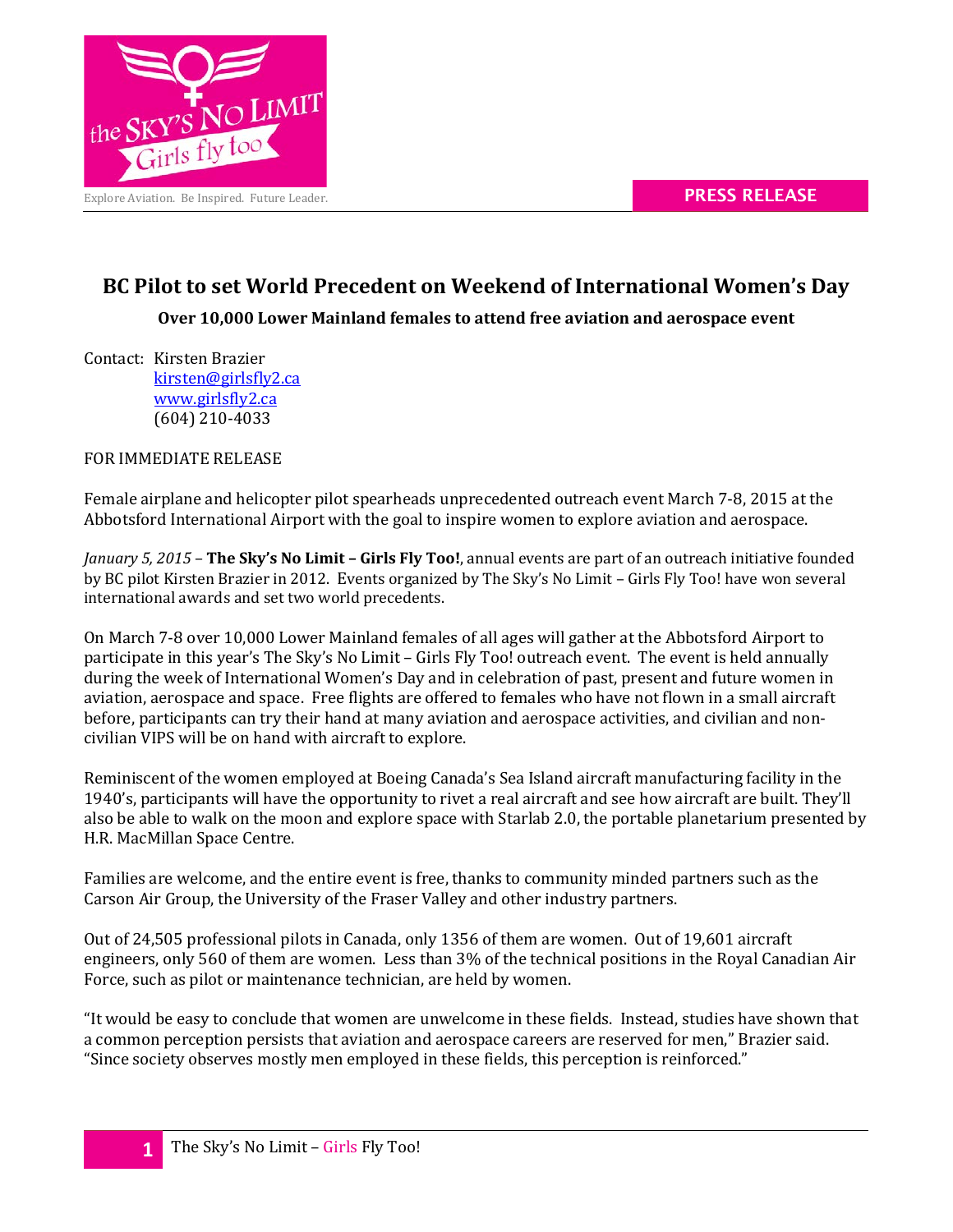Explore Aviation. Be Inspired. Future Leader.

**PRESS RELEASE**

## BC Pilot to set World Precedent on Weekend of International Women's Day

**Over 10,000 Lower Mainland females to attend free aviation and aerospace event**

Contact: Kirsten Brazier
kirsten@girlsfly2.ca
www.girlsfly2.ca
(604) 210-4033

FOR IMMEDIATE RELEASE

Female airplane and helicopter pilot spearheads unprecedented outreach event March 7-8, 2015 at the Abbotsford International Airport with the goal to inspire women to explore aviation and aerospace.

*January 5, 2015* – **The Sky's No Limit – Girls Fly Too!**, annual events are part of an outreach initiative founded by BC pilot Kirsten Brazier in 2012. Events organized by The Sky's No Limit – Girls Fly Too! have won several international awards and set two world precedents.

On March 7-8 over 10,000 Lower Mainland females of all ages will gather at the Abbotsford Airport to participate in this year's The Sky's No Limit – Girls Fly Too! outreach event. The event is held annually during the week of International Women's Day and in celebration of past, present and future women in aviation, aerospace and space. Free flights are offered to females who have not flown in a small aircraft before, participants can try their hand at many aviation and aerospace activities, and civilian and non-civilian VIPS will be on hand with aircraft to explore.

Reminiscent of the women employed at Boeing Canada's Sea Island aircraft manufacturing facility in the 1940's, participants will have the opportunity to rivet a real aircraft and see how aircraft are built. They'll also be able to walk on the moon and explore space with Starlab 2.0, the portable planetarium presented by H.R. MacMillan Space Centre.

Families are welcome, and the entire event is free, thanks to community minded partners such as the Carson Air Group, the University of the Fraser Valley and other industry partners.

Out of 24,505 professional pilots in Canada, only 1356 of them are women. Out of 19,601 aircraft engineers, only 560 of them are women. Less than 3% of the technical positions in the Royal Canadian Air Force, such as pilot or maintenance technician, are held by women.

"It would be easy to conclude that women are unwelcome in these fields. Instead, studies have shown that a common perception persists that aviation and aerospace careers are reserved for men," Brazier said. "Since society observes mostly men employed in these fields, this perception is reinforced."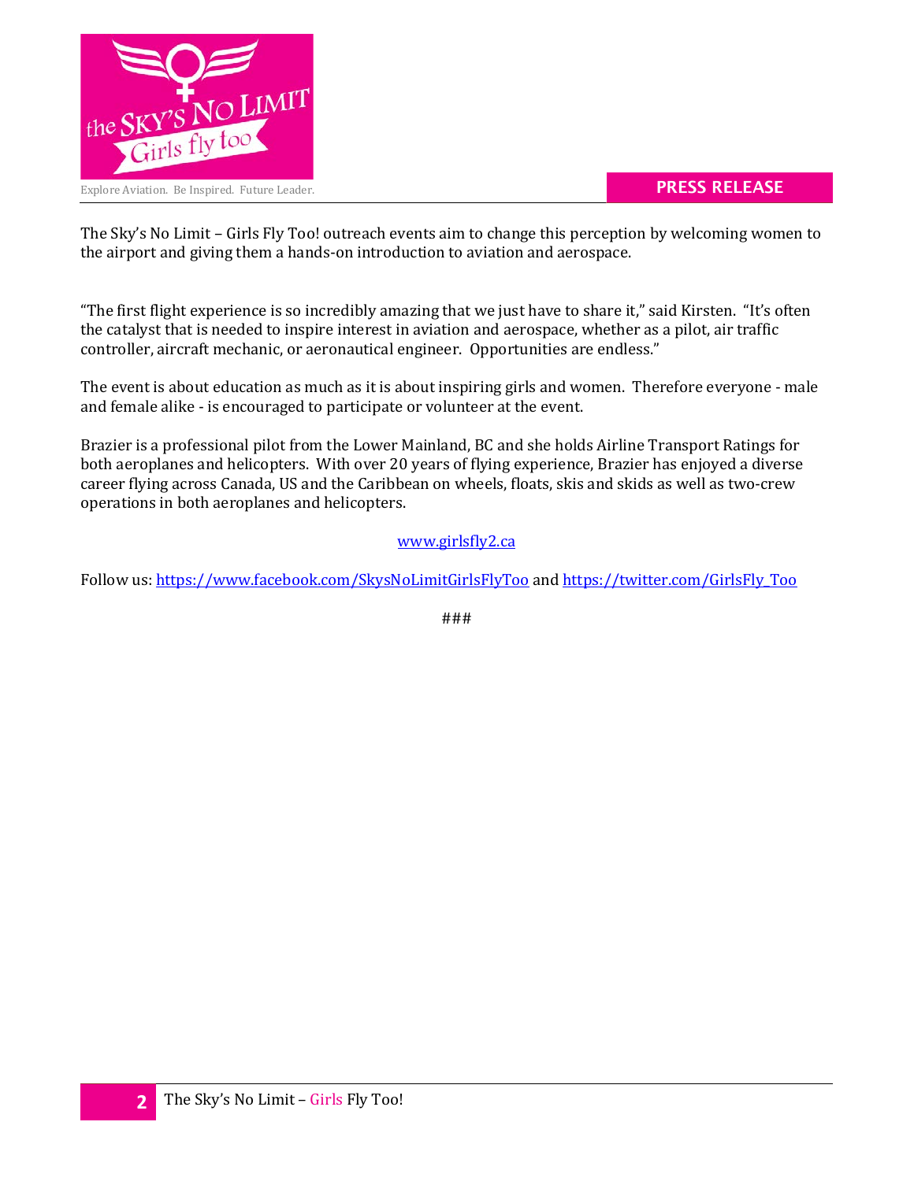The Sky's No Limit – Girls Fly Too! outreach events aim to change this perception by welcoming women to the airport and giving them a hands-on introduction to aviation and aerospace.

"The first flight experience is so incredibly amazing that we just have to share it," said Kirsten. "It's often the catalyst that is needed to inspire interest in aviation and aerospace, whether as a pilot, air traffic controller, aircraft mechanic, or aeronautical engineer. Opportunities are endless."

The event is about education as much as it is about inspiring girls and women. Therefore everyone - male and female alike - is encouraged to participate or volunteer at the event.

Brazier is a professional pilot from the Lower Mainland, BC and she holds Airline Transport Ratings for both aeroplanes and helicopters. With over 20 years of flying experience, Brazier has enjoyed a diverse career flying across Canada, US and the Caribbean on wheels, floats, skis and skids as well as two-crew operations in both aeroplanes and helicopters.

www.girlsfly2.ca

Follow us: https://www.facebook.com/SkysNoLimitGirlsFlyToo and https://twitter.com/GirlsFly_Too

###